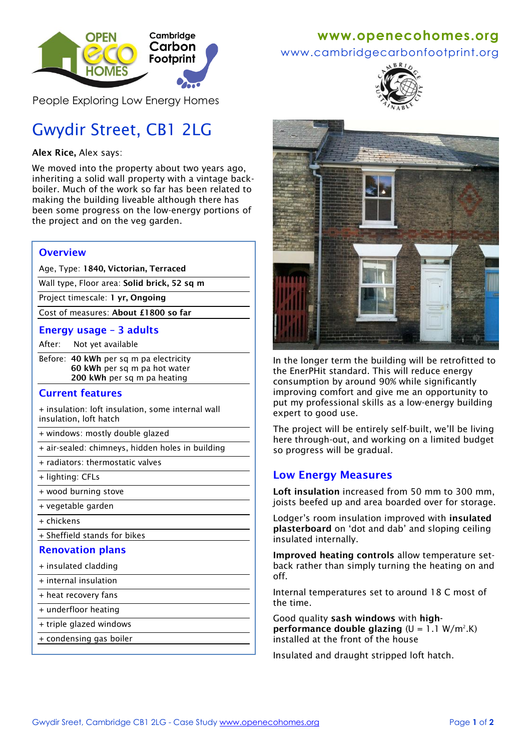Cambridge Carbon Footprint

People Exploring Low Energy Homes

**www.openecohomes.org**
www.cambridgecarbonfootprint.org

# Gwydir Street, CB1 2LG

**Alex Rice,** Alex says:

We moved into the property about two years ago, inheriting a solid wall property with a vintage back-boiler. Much of the work so far has been related to making the building liveable although there has been some progress on the low-energy portions of the project and on the veg garden.

## Overview

Age, Type: **1840, Victorian, Terraced**

Wall type, Floor area: **Solid brick, 52 sq m**

Project timescale: **1 yr, Ongoing**

Cost of measures: **About £1800 so far**

## Energy usage – 3 adults

After: Not yet available

Before: **40 kWh** per sq m pa electricity
**60 kWh** per sq m pa hot water
**200 kWh** per sq m pa heating

## Current features

+ insulation: loft insulation, some internal wall insulation, loft hatch
+ windows: mostly double glazed
+ air-sealed: chimneys, hidden holes in building
+ radiators: thermostatic valves
+ lighting: CFLs
+ wood burning stove
+ vegetable garden
+ chickens
+ Sheffield stands for bikes

## Renovation plans

+ insulated cladding
+ internal insulation
+ heat recovery fans
+ underfloor heating
+ triple glazed windows
+ condensing gas boiler

In the longer term the building will be retrofitted to the EnerPHit standard. This will reduce energy consumption by around 90% while significantly improving comfort and give me an opportunity to put my professional skills as a low-energy building expert to good use.

The project will be entirely self-built, we'll be living here through-out, and working on a limited budget so progress will be gradual.

## Low Energy Measures

**Loft insulation** increased from 50 mm to 300 mm, joists beefed up and area boarded over for storage.

Lodger's room insulation improved with **insulated plasterboard** on 'dot and dab' and sloping ceiling insulated internally.

**Improved heating controls** allow temperature set-back rather than simply turning the heating on and off.

Internal temperatures set to around 18 C most of the time.

Good quality **sash windows** with **high-performance double glazing** (U = 1.1 $W/m^2.K$) installed at the front of the house

Insulated and draught stripped loft hatch.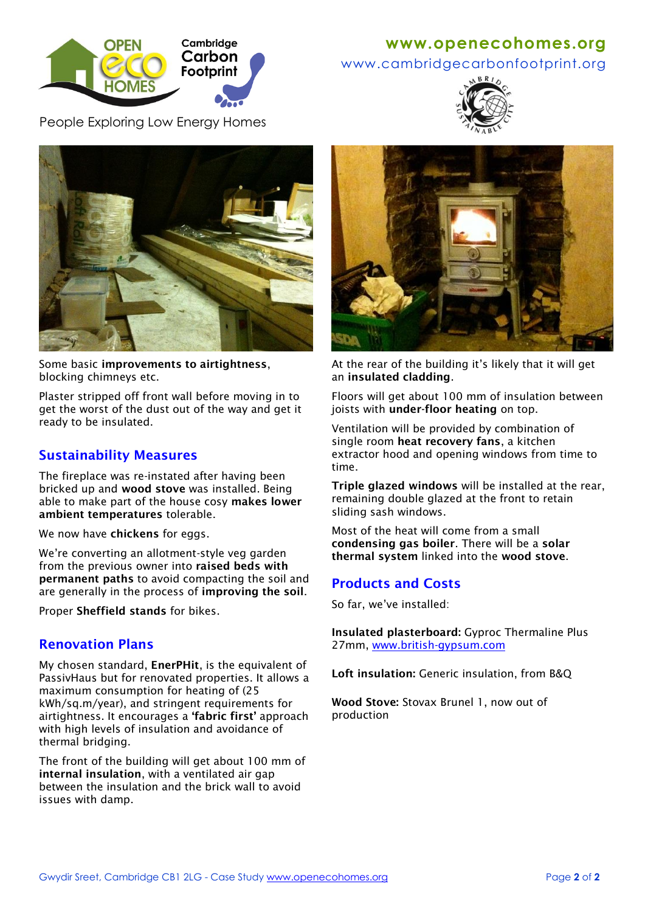Some basic **improvements to airtightness**, blocking chimneys etc.

Plaster stripped off front wall before moving in to get the worst of the dust out of the way and get it ready to be insulated.

## Sustainability Measures

The fireplace was re-instated after having been bricked up and **wood stove** was installed. Being able to make part of the house cosy **makes lower ambient temperatures** tolerable.

We now have **chickens** for eggs.

We're converting an allotment-style veg garden from the previous owner into **raised beds with permanent paths** to avoid compacting the soil and are generally in the process of **improving the soil**.

Proper **Sheffield stands** for bikes.

## Renovation Plans

My chosen standard, **EnerPHit**, is the equivalent of PassivHaus but for renovated properties. It allows a maximum consumption for heating of (25 kWh/sq.m/year), and stringent requirements for airtightness. It encourages a **'fabric first'** approach with high levels of insulation and avoidance of thermal bridging.

The front of the building will get about 100 mm of **internal insulation**, with a ventilated air gap between the insulation and the brick wall to avoid issues with damp.

At the rear of the building it's likely that it will get an **insulated cladding**.

Floors will get about 100 mm of insulation between joists with **under-floor heating** on top.

Ventilation will be provided by combination of single room **heat recovery fans**, a kitchen extractor hood and opening windows from time to time.

**Triple glazed windows** will be installed at the rear, remaining double glazed at the front to retain sliding sash windows.

Most of the heat will come from a small **condensing gas boiler**. There will be a **solar thermal system** linked into the **wood stove**.

## Products and Costs

So far, we've installed:

**Insulated plasterboard:** Gyproc Thermaline Plus 27mm, www.british-gypsum.com

**Loft insulation:** Generic insulation, from B&Q

**Wood Stove:** Stovax Brunel 1, now out of production